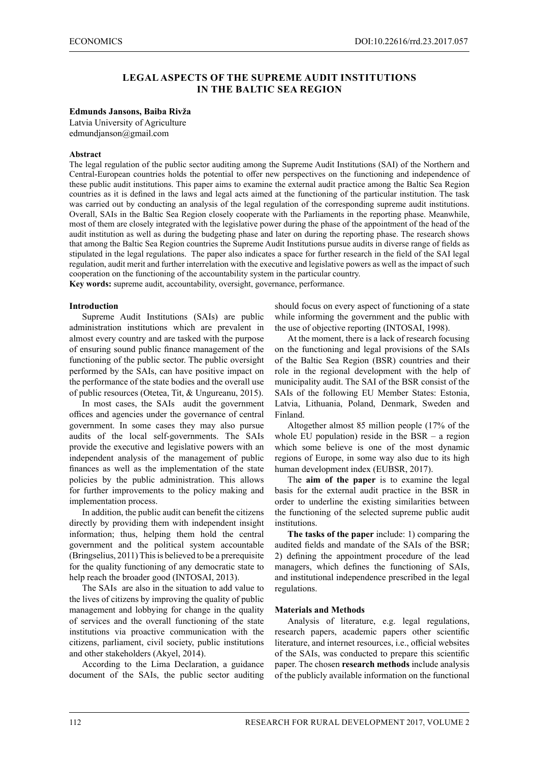# LEGAL ASPECTS OF THE SUPREME AUDIT INSTITUTIONS IN THE BALTIC SEA REGION

**Edmunds Jansons, Baiba Rivža**

Latvia University of Agriculture
edmundjanson@gmail.com

**Abstract**

The legal regulation of the public sector auditing among the Supreme Audit Institutions (SAI) of the Northern and Central-European countries holds the potential to offer new perspectives on the functioning and independence of these public audit institutions. This paper aims to examine the external audit practice among the Baltic Sea Region countries as it is defined in the laws and legal acts aimed at the functioning of the particular institution. The task was carried out by conducting an analysis of the legal regulation of the corresponding supreme audit institutions. Overall, SAIs in the Baltic Sea Region closely cooperate with the Parliaments in the reporting phase. Meanwhile, most of them are closely integrated with the legislative power during the phase of the appointment of the head of the audit institution as well as during the budgeting phase and later on during the reporting phase. The research shows that among the Baltic Sea Region countries the Supreme Audit Institutions pursue audits in diverse range of fields as stipulated in the legal regulations. The paper also indicates a space for further research in the field of the SAI legal regulation, audit merit and further interrelation with the executive and legislative powers as well as the impact of such cooperation on the functioning of the accountability system in the particular country.

**Key words:** supreme audit, accountability, oversight, governance, performance.

## Introduction

Supreme Audit Institutions (SAIs) are public administration institutions which are prevalent in almost every country and are tasked with the purpose of ensuring sound public finance management of the functioning of the public sector. The public oversight performed by the SAIs, can have positive impact on the performance of the state bodies and the overall use of public resources (Otetea, Tit, & Ungureanu, 2015).

In most cases, the SAIs audit the government offices and agencies under the governance of central government. In some cases they may also pursue audits of the local self-governments. The SAIs provide the executive and legislative powers with an independent analysis of the management of public finances as well as the implementation of the state policies by the public administration. This allows for further improvements to the policy making and implementation process.

In addition, the public audit can benefit the citizens directly by providing them with independent insight information; thus, helping them hold the central government and the political system accountable (Bringselius, 2011) This is believed to be a prerequisite for the quality functioning of any democratic state to help reach the broader good (INTOSAI, 2013).

The SAIs are also in the situation to add value to the lives of citizens by improving the quality of public management and lobbying for change in the quality of services and the overall functioning of the state institutions via proactive communication with the citizens, parliament, civil society, public institutions and other stakeholders (Akyel, 2014).

According to the Lima Declaration, a guidance document of the SAIs, the public sector auditing should focus on every aspect of functioning of a state while informing the government and the public with the use of objective reporting (INTOSAI, 1998).

At the moment, there is a lack of research focusing on the functioning and legal provisions of the SAIs of the Baltic Sea Region (BSR) countries and their role in the regional development with the help of municipality audit. The SAI of the BSR consist of the SAIs of the following EU Member States: Estonia, Latvia, Lithuania, Poland, Denmark, Sweden and Finland.

Altogether almost 85 million people (17% of the whole EU population) reside in the BSR – a region which some believe is one of the most dynamic regions of Europe, in some way also due to its high human development index (EUBSR, 2017).

The **aim of the paper** is to examine the legal basis for the external audit practice in the BSR in order to underline the existing similarities between the functioning of the selected supreme public audit institutions.

**The tasks of the paper** include: 1) comparing the audited fields and mandate of the SAIs of the BSR; 2) defining the appointment procedure of the lead managers, which defines the functioning of SAIs, and institutional independence prescribed in the legal regulations.

## Materials and Methods

Analysis of literature, e.g. legal regulations, research papers, academic papers other scientific literature, and internet resources, i.e., official websites of the SAIs, was conducted to prepare this scientific paper. The chosen **research methods** include analysis of the publicly available information on the functional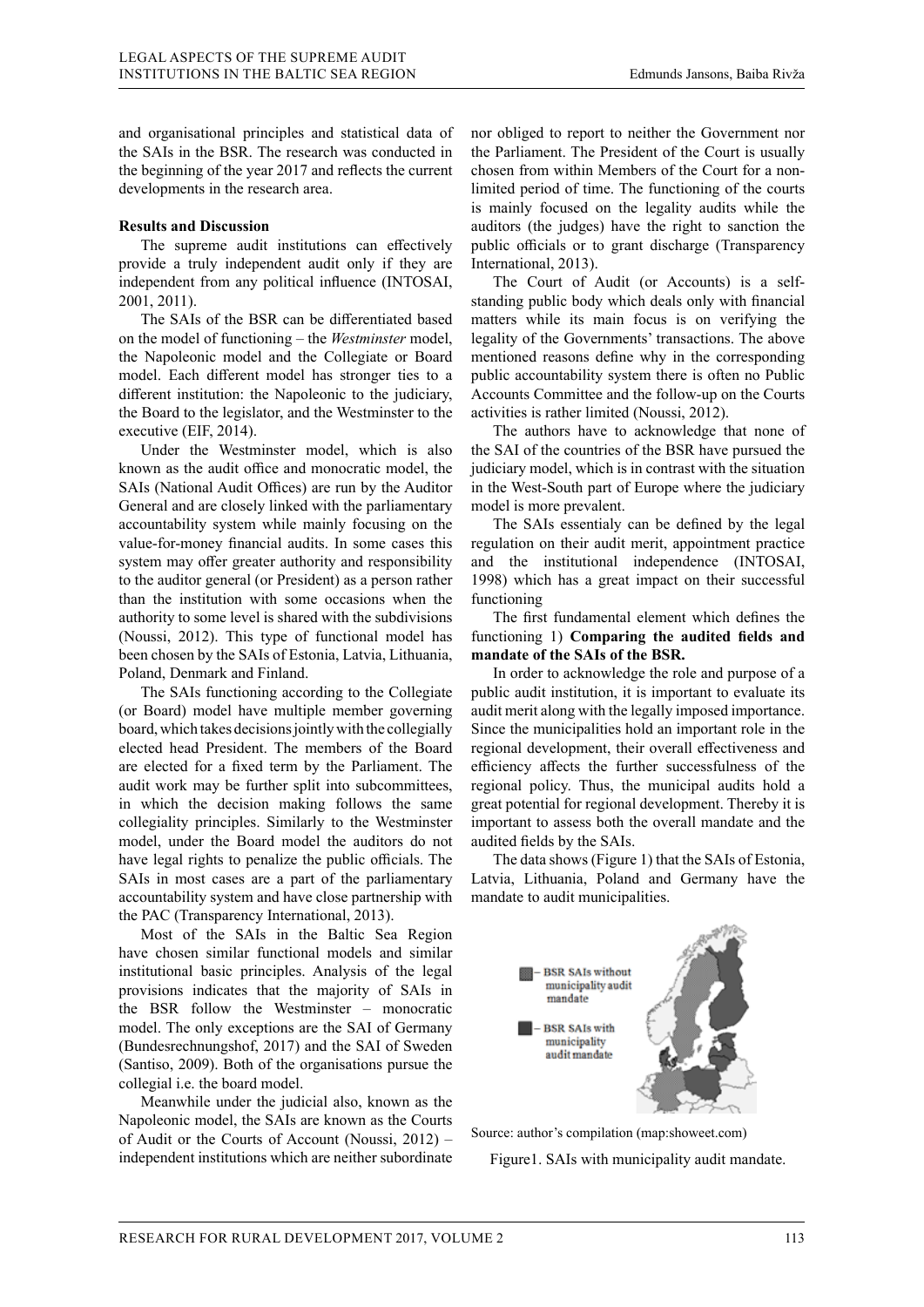and organisational principles and statistical data of the SAIs in the BSR. The research was conducted in the beginning of the year 2017 and reflects the current developments in the research area.

## Results and Discussion

The supreme audit institutions can effectively provide a truly independent audit only if they are independent from any political influence (INTOSAI, 2001, 2011).

The SAIs of the BSR can be differentiated based on the model of functioning – the *Westminster* model, the Napoleonic model and the Collegiate or Board model. Each different model has stronger ties to a different institution: the Napoleonic to the judiciary, the Board to the legislator, and the Westminster to the executive (EIF, 2014).

Under the Westminster model, which is also known as the audit office and monocratic model, the SAIs (National Audit Offices) are run by the Auditor General and are closely linked with the parliamentary accountability system while mainly focusing on the value-for-money financial audits. In some cases this system may offer greater authority and responsibility to the auditor general (or President) as a person rather than the institution with some occasions when the authority to some level is shared with the subdivisions (Noussi, 2012). This type of functional model has been chosen by the SAIs of Estonia, Latvia, Lithuania, Poland, Denmark and Finland.

The SAIs functioning according to the Collegiate (or Board) model have multiple member governing board, which takes decisions jointly with the collegially elected head President. The members of the Board are elected for a fixed term by the Parliament. The audit work may be further split into subcommittees, in which the decision making follows the same collegiality principles. Similarly to the Westminster model, under the Board model the auditors do not have legal rights to penalize the public officials. The SAIs in most cases are a part of the parliamentary accountability system and have close partnership with the PAC (Transparency International, 2013).

Most of the SAIs in the Baltic Sea Region have chosen similar functional models and similar institutional basic principles. Analysis of the legal provisions indicates that the majority of SAIs in the BSR follow the Westminster – monocratic model. The only exceptions are the SAI of Germany (Bundesrechnungshof, 2017) and the SAI of Sweden (Santiso, 2009). Both of the organisations pursue the collegial i.e. the board model.

Meanwhile under the judicial also, known as the Napoleonic model, the SAIs are known as the Courts of Audit or the Courts of Account (Noussi, 2012) – independent institutions which are neither subordinate nor obliged to report to neither the Government nor the Parliament. The President of the Court is usually chosen from within Members of the Court for a non-limited period of time. The functioning of the courts is mainly focused on the legality audits while the auditors (the judges) have the right to sanction the public officials or to grant discharge (Transparency International, 2013).

The Court of Audit (or Accounts) is a self-standing public body which deals only with financial matters while its main focus is on verifying the legality of the Governments' transactions. The above mentioned reasons define why in the corresponding public accountability system there is often no Public Accounts Committee and the follow-up on the Courts activities is rather limited (Noussi, 2012).

The authors have to acknowledge that none of the SAI of the countries of the BSR have pursued the judiciary model, which is in contrast with the situation in the West-South part of Europe where the judiciary model is more prevalent.

The SAIs essentialy can be defined by the legal regulation on their audit merit, appointment practice and the institutional independence (INTOSAI, 1998) which has a great impact on their successful functioning

The first fundamental element which defines the functioning 1) **Comparing the audited fields and mandate of the SAIs of the BSR.**

In order to acknowledge the role and purpose of a public audit institution, it is important to evaluate its audit merit along with the legally imposed importance. Since the municipalities hold an important role in the regional development, their overall effectiveness and efficiency affects the further successfulness of the regional policy. Thus, the municipal audits hold a great potential for regional development. Thereby it is important to assess both the overall mandate and the audited fields by the SAIs.

The data shows (Figure 1) that the SAIs of Estonia, Latvia, Lithuania, Poland and Germany have the mandate to audit municipalities.

– BSR SAIs without municipality audit mandate

– BSR SAIs with municipality audit mandate

Source: author's compilation (map:showeet.com)

Figure1. SAIs with municipality audit mandate.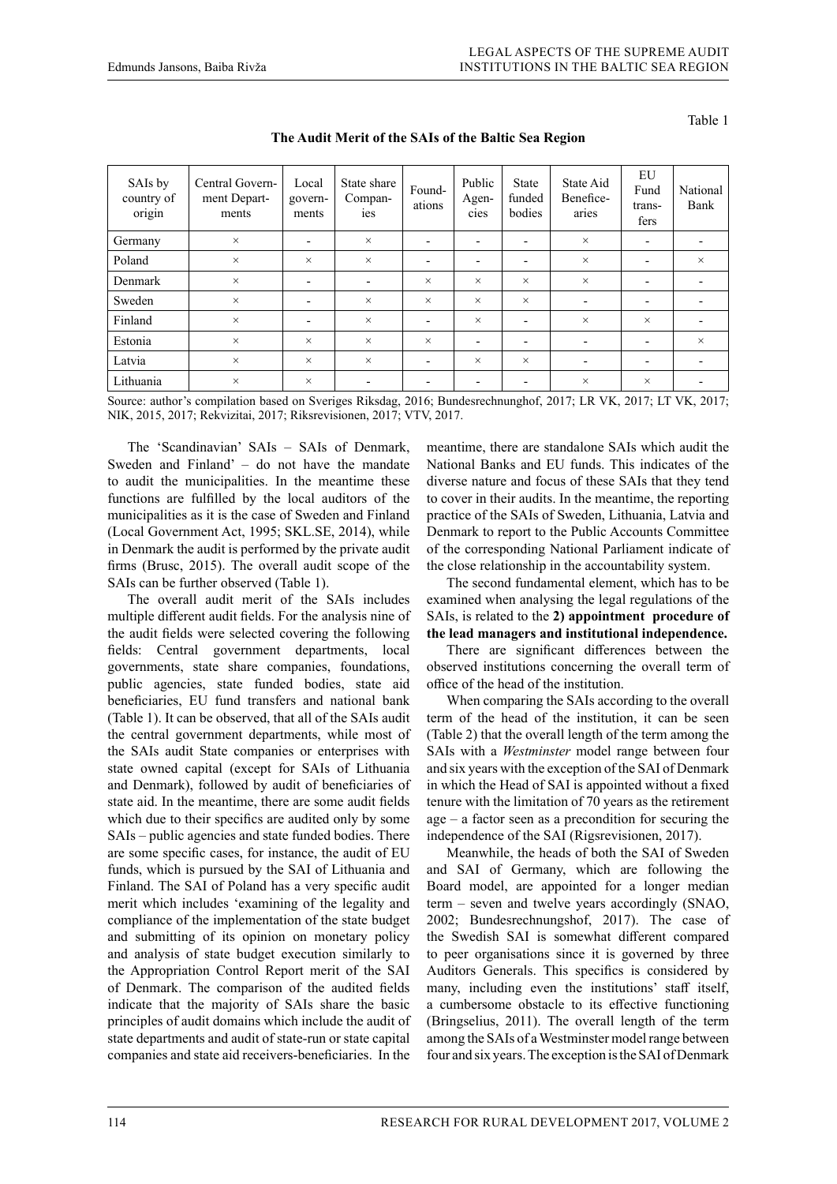Table 1

**The Audit Merit of the SAIs of the Baltic Sea Region**

| SAIs by country of origin | Central Government Departments | Local governments | State share Companies | Foundations | Public Agencies | State funded bodies | State Aid Beneficearies | EU Fund transfers | National Bank |
|---|---|---|---|---|---|---|---|---|---|
| Germany | × | - | × | - | - | - | × | - | - |
| Poland | × | × | × | - | - | - | × | - | × |
| Denmark | × | - | - | × | × | × | × | - | - |
| Sweden | × | - | × | × | × | × | - | - | - |
| Finland | × | - | × | - | × | - | × | × | - |
| Estonia | × | × | × | × | - | - | - | - | × |
| Latvia | × | × | × | - | × | × | - | - | - |
| Lithuania | × | × | - | - | - | - | × | × | - |

Source: author's compilation based on Sveriges Riksdag, 2016; Bundesrechnunghof, 2017; LR VK, 2017; LT VK, 2017; NIK, 2015, 2017; Rekvizitai, 2017; Riksrevisionen, 2017; VTV, 2017.

The 'Scandinavian' SAIs – SAIs of Denmark, Sweden and Finland' – do not have the mandate to audit the municipalities. In the meantime these functions are fulfilled by the local auditors of the municipalities as it is the case of Sweden and Finland (Local Government Act, 1995; SKL.SE, 2014), while in Denmark the audit is performed by the private audit firms (Brusc, 2015). The overall audit scope of the SAIs can be further observed (Table 1).

The overall audit merit of the SAIs includes multiple different audit fields. For the analysis nine of the audit fields were selected covering the following fields: Central government departments, local governments, state share companies, foundations, public agencies, state funded bodies, state aid beneficiaries, EU fund transfers and national bank (Table 1). It can be observed, that all of the SAIs audit the central government departments, while most of the SAIs audit State companies or enterprises with state owned capital (except for SAIs of Lithuania and Denmark), followed by audit of beneficiaries of state aid. In the meantime, there are some audit fields which due to their specifics are audited only by some SAIs – public agencies and state funded bodies. There are some specific cases, for instance, the audit of EU funds, which is pursued by the SAI of Lithuania and Finland. The SAI of Poland has a very specific audit merit which includes 'examining of the legality and compliance of the implementation of the state budget and submitting of its opinion on monetary policy and analysis of state budget execution similarly to the Appropriation Control Report merit of the SAI of Denmark. The comparison of the audited fields indicate that the majority of SAIs share the basic principles of audit domains which include the audit of state departments and audit of state-run or state capital companies and state aid receivers-beneficiaries. In the meantime, there are standalone SAIs which audit the National Banks and EU funds. This indicates of the diverse nature and focus of these SAIs that they tend to cover in their audits. In the meantime, the reporting practice of the SAIs of Sweden, Lithuania, Latvia and Denmark to report to the Public Accounts Committee of the corresponding National Parliament indicate of the close relationship in the accountability system.

The second fundamental element, which has to be examined when analysing the legal regulations of the SAIs, is related to the **2) appointment procedure of the lead managers and institutional independence.**

There are significant differences between the observed institutions concerning the overall term of office of the head of the institution.

When comparing the SAIs according to the overall term of the head of the institution, it can be seen (Table 2) that the overall length of the term among the SAIs with a *Westminster* model range between four and six years with the exception of the SAI of Denmark in which the Head of SAI is appointed without a fixed tenure with the limitation of 70 years as the retirement age – a factor seen as a precondition for securing the independence of the SAI (Rigsrevisionen, 2017).

Meanwhile, the heads of both the SAI of Sweden and SAI of Germany, which are following the Board model, are appointed for a longer median term – seven and twelve years accordingly (SNAO, 2002; Bundesrechnungshof, 2017). The case of the Swedish SAI is somewhat different compared to peer organisations since it is governed by three Auditors Generals. This specifics is considered by many, including even the institutions' staff itself, a cumbersome obstacle to its effective functioning (Bringselius, 2011). The overall length of the term among the SAIs of a Westminster model range between four and six years. The exception is the SAI of Denmark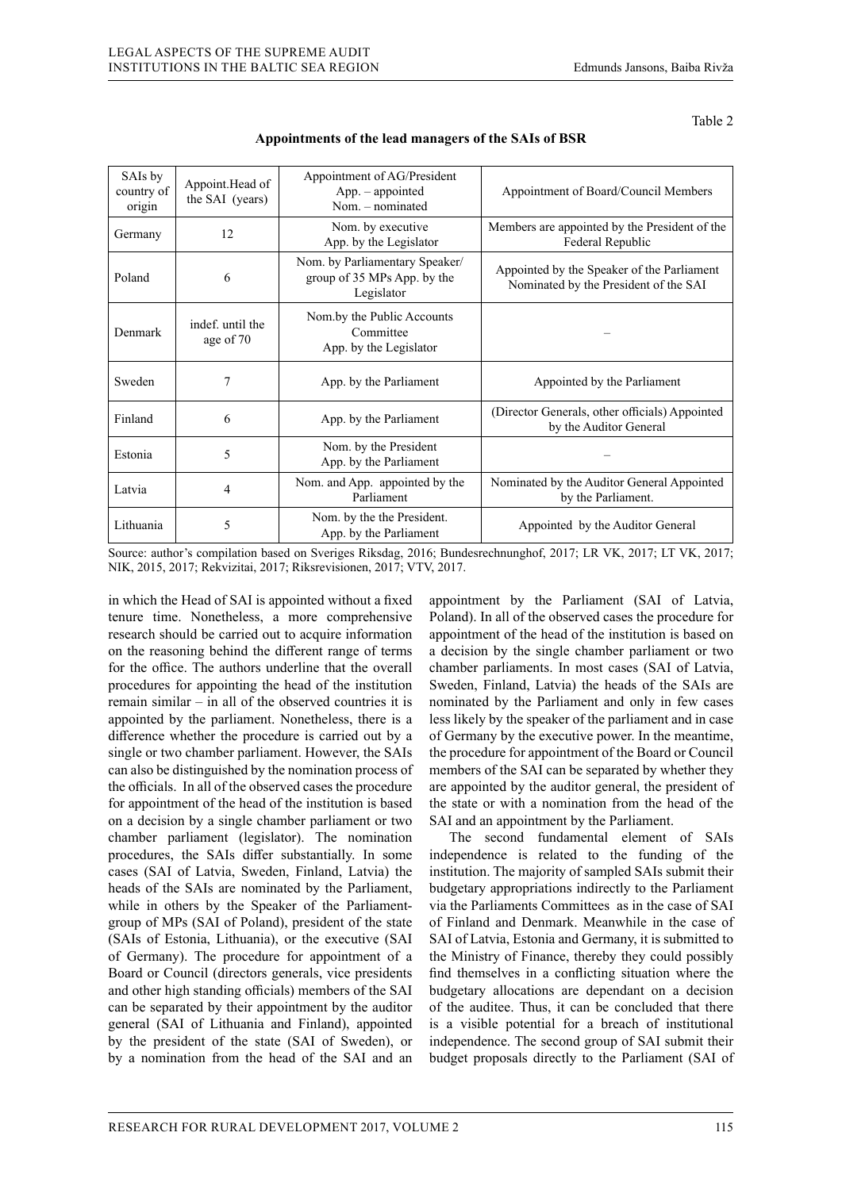Table 2

**Appointments of the lead managers of the SAIs of BSR**

| SAIs by country of origin | Appoint.Head of the SAI (years) | Appointment of AG/President App. – appointed Nom. – nominated | Appointment of Board/Council Members |
|---|---|---|---|
| Germany | 12 | Nom. by executive App. by the Legislator | Members are appointed by the President of the Federal Republic |
| Poland | 6 | Nom. by Parliamentary Speaker/ group of 35 MPs App. by the Legislator | Appointed by the Speaker of the Parliament Nominated by the President of the SAI |
| Denmark | indef. until the age of 70 | Nom.by the Public Accounts Committee App. by the Legislator | – |
| Sweden | 7 | App. by the Parliament | Appointed by the Parliament |
| Finland | 6 | App. by the Parliament | (Director Generals, other officials) Appointed by the Auditor General |
| Estonia | 5 | Nom. by the President App. by the Parliament | – |
| Latvia | 4 | Nom. and App. appointed by the Parliament | Nominated by the Auditor General Appointed by the Parliament. |
| Lithuania | 5 | Nom. by the the President. App. by the Parliament | Appointed by the Auditor General |

Source: author's compilation based on Sveriges Riksdag, 2016; Bundesrechnunghof, 2017; LR VK, 2017; LT VK, 2017; NIK, 2015, 2017; Rekvizitai, 2017; Riksrevisionen, 2017; VTV, 2017.

in which the Head of SAI is appointed without a fixed tenure time. Nonetheless, a more comprehensive research should be carried out to acquire information on the reasoning behind the different range of terms for the office. The authors underline that the overall procedures for appointing the head of the institution remain similar – in all of the observed countries it is appointed by the parliament. Nonetheless, there is a difference whether the procedure is carried out by a single or two chamber parliament. However, the SAIs can also be distinguished by the nomination process of the officials. In all of the observed cases the procedure for appointment of the head of the institution is based on a decision by a single chamber parliament or two chamber parliament (legislator). The nomination procedures, the SAIs differ substantially. In some cases (SAI of Latvia, Sweden, Finland, Latvia) the heads of the SAIs are nominated by the Parliament, while in others by the Speaker of the Parliament-group of MPs (SAI of Poland), president of the state (SAIs of Estonia, Lithuania), or the executive (SAI of Germany). The procedure for appointment of a Board or Council (directors generals, vice presidents and other high standing officials) members of the SAI can be separated by their appointment by the auditor general (SAI of Lithuania and Finland), appointed by the president of the state (SAI of Sweden), or by a nomination from the head of the SAI and an appointment by the Parliament (SAI of Latvia, Poland). In all of the observed cases the procedure for appointment of the head of the institution is based on a decision by the single chamber parliament or two chamber parliaments. In most cases (SAI of Latvia, Sweden, Finland, Latvia) the heads of the SAIs are nominated by the Parliament and only in few cases less likely by the speaker of the parliament and in case of Germany by the executive power. In the meantime, the procedure for appointment of the Board or Council members of the SAI can be separated by whether they are appointed by the auditor general, the president of the state or with a nomination from the head of the SAI and an appointment by the Parliament.

The second fundamental element of SAIs independence is related to the funding of the institution. The majority of sampled SAIs submit their budgetary appropriations indirectly to the Parliament via the Parliaments Committees as in the case of SAI of Finland and Denmark. Meanwhile in the case of SAI of Latvia, Estonia and Germany, it is submitted to the Ministry of Finance, thereby they could possibly find themselves in a conflicting situation where the budgetary allocations are dependant on a decision of the auditee. Thus, it can be concluded that there is a visible potential for a breach of institutional independence. The second group of SAI submit their budget proposals directly to the Parliament (SAI of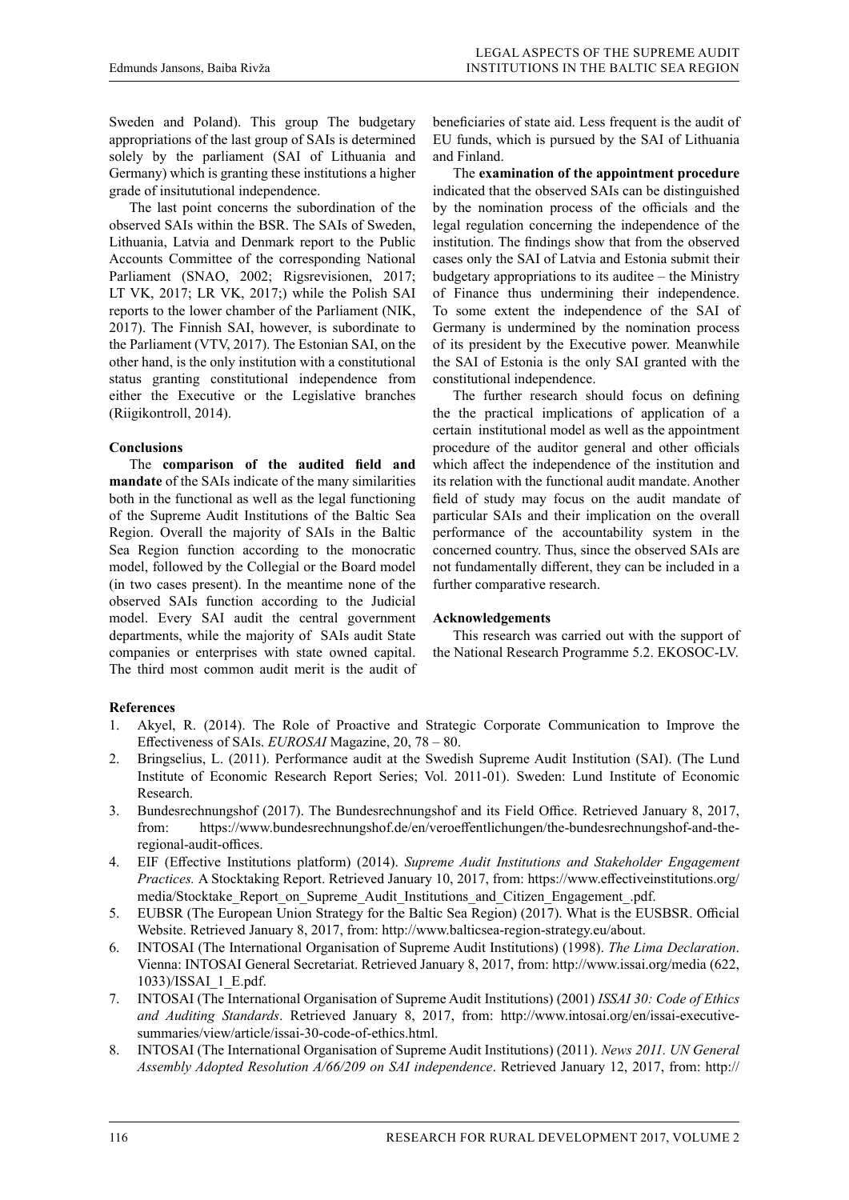Sweden and Poland). This group The budgetary appropriations of the last group of SAIs is determined solely by the parliament (SAI of Lithuania and Germany) which is granting these institutions a higher grade of insitututional independence.

The last point concerns the subordination of the observed SAIs within the BSR. The SAIs of Sweden, Lithuania, Latvia and Denmark report to the Public Accounts Committee of the corresponding National Parliament (SNAO, 2002; Rigsrevisionen, 2017; LT VK, 2017; LR VK, 2017;) while the Polish SAI reports to the lower chamber of the Parliament (NIK, 2017). The Finnish SAI, however, is subordinate to the Parliament (VTV, 2017). The Estonian SAI, on the other hand, is the only institution with a constitutional status granting constitutional independence from either the Executive or the Legislative branches (Riigikontroll, 2014).

## Conclusions

The **comparison of the audited field and mandate** of the SAIs indicate of the many similarities both in the functional as well as the legal functioning of the Supreme Audit Institutions of the Baltic Sea Region. Overall the majority of SAIs in the Baltic Sea Region function according to the monocratic model, followed by the Collegial or the Board model (in two cases present). In the meantime none of the observed SAIs function according to the Judicial model. Every SAI audit the central government departments, while the majority of SAIs audit State companies or enterprises with state owned capital. The third most common audit merit is the audit of beneficiaries of state aid. Less frequent is the audit of EU funds, which is pursued by the SAI of Lithuania and Finland.

The **examination of the appointment procedure** indicated that the observed SAIs can be distinguished by the nomination process of the officials and the legal regulation concerning the independence of the institution. The findings show that from the observed cases only the SAI of Latvia and Estonia submit their budgetary appropriations to its auditee – the Ministry of Finance thus undermining their independence. To some extent the independence of the SAI of Germany is undermined by the nomination process of its president by the Executive power. Meanwhile the SAI of Estonia is the only SAI granted with the constitutional independence.

The further research should focus on defining the the practical implications of application of a certain institutional model as well as the appointment procedure of the auditor general and other officials which affect the independence of the institution and its relation with the functional audit mandate. Another field of study may focus on the audit mandate of particular SAIs and their implication on the overall performance of the accountability system in the concerned country. Thus, since the observed SAIs are not fundamentally different, they can be included in a further comparative research.

## Acknowledgements

This research was carried out with the support of the National Research Programme 5.2. EKOSOC-LV.

## References

1. Akyel, R. (2014). The Role of Proactive and Strategic Corporate Communication to Improve the Effectiveness of SAIs. *EUROSAI* Magazine, 20, 78 – 80.
2. Bringselius, L. (2011). Performance audit at the Swedish Supreme Audit Institution (SAI). (The Lund Institute of Economic Research Report Series; Vol. 2011-01). Sweden: Lund Institute of Economic Research.
3. Bundesrechnungshof (2017). The Bundesrechnungshof and its Field Office. Retrieved January 8, 2017, from: https://www.bundesrechnungshof.de/en/veroeffentlichungen/the-bundesrechnungshof-and-the-regional-audit-offices.
4. EIF (Effective Institutions platform) (2014). *Supreme Audit Institutions and Stakeholder Engagement Practices.* A Stocktaking Report. Retrieved January 10, 2017, from: https://www.effectiveinstitutions.org/media/Stocktake_Report_on_Supreme_Audit_Institutions_and_Citizen_Engagement_.pdf.
5. EUBSR (The European Union Strategy for the Baltic Sea Region) (2017). What is the EUSBSR. Official Website. Retrieved January 8, 2017, from: http://www.balticsea-region-strategy.eu/about.
6. INTOSAI (The International Organisation of Supreme Audit Institutions) (1998). *The Lima Declaration*. Vienna: INTOSAI General Secretariat. Retrieved January 8, 2017, from: http://www.issai.org/media (622, 1033)/ISSAI_1_E.pdf.
7. INTOSAI (The International Organisation of Supreme Audit Institutions) (2001) *ISSAI 30: Code of Ethics and Auditing Standards*. Retrieved January 8, 2017, from: http://www.intosai.org/en/issai-executive-summaries/view/article/issai-30-code-of-ethics.html.
8. INTOSAI (The International Organisation of Supreme Audit Institutions) (2011). *News 2011. UN General Assembly Adopted Resolution A/66/209 on SAI independence*. Retrieved January 12, 2017, from: http://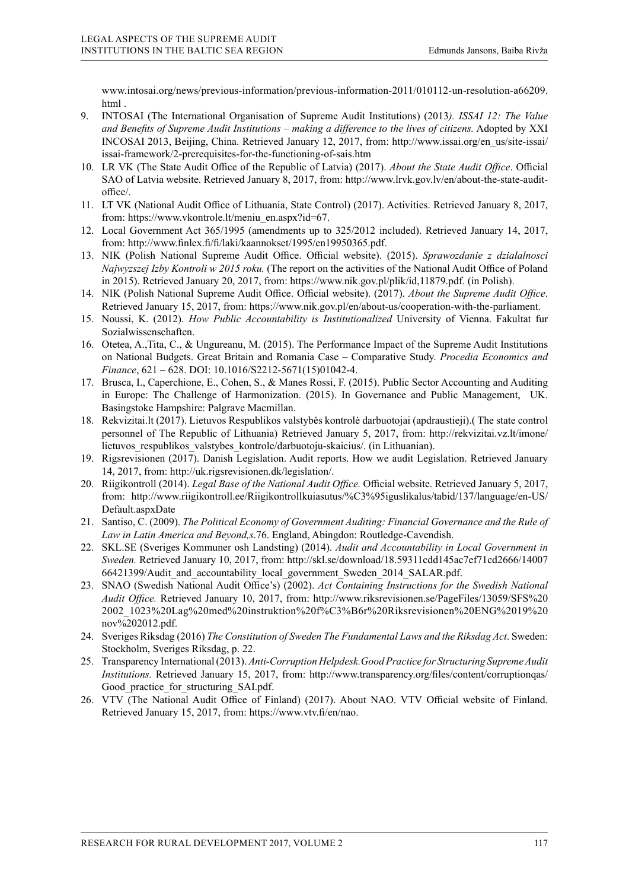www.intosai.org/news/previous-information/previous-information-2011/010112-un-resolution-a66209.html .

9. INTOSAI (The International Organisation of Supreme Audit Institutions) (2013*). ISSAI 12: The Value and Benefits of Supreme Audit Institutions – making a difference to the lives of citizens.* Adopted by XXI INCOSAI 2013, Beijing, China. Retrieved January 12, 2017, from: http://www.issai.org/en_us/site-issai/issai-framework/2-prerequisites-for-the-functioning-of-sais.htm
10. LR VK (The State Audit Office of the Republic of Latvia) (2017). *About the State Audit Office*. Official SAO of Latvia website. Retrieved January 8, 2017, from: http://www.lrvk.gov.lv/en/about-the-state-audit-office/.
11. LT VK (National Audit Office of Lithuania, State Control) (2017). Activities. Retrieved January 8, 2017, from: https://www.vkontrole.lt/meniu_en.aspx?id=67.
12. Local Government Act 365/1995 (amendments up to 325/2012 included). Retrieved January 14, 2017, from: http://www.finlex.fi/fi/laki/kaannokset/1995/en19950365.pdf.
13. NIK (Polish National Supreme Audit Office. Official website). (2015). *Sprawozdanie z działalnosci Najwyzszej Izby Kontroli w 2015 roku.* (The report on the activities of the National Audit Office of Poland in 2015). Retrieved January 20, 2017, from: https://www.nik.gov.pl/plik/id,11879.pdf. (in Polish).
14. NIK (Polish National Supreme Audit Office. Official website). (2017). *About the Supreme Audit Office*. Retrieved January 15, 2017, from: https://www.nik.gov.pl/en/about-us/cooperation-with-the-parliament.
15. Noussi, K. (2012). *How Public Accountability is Institutionalized* University of Vienna. Fakultat fur Sozialwissenschaften.
16. Otetea, A.,Tita, C., & Ungureanu, M. (2015). The Performance Impact of the Supreme Audit Institutions on National Budgets. Great Britain and Romania Case – Comparative Study. *Procedia Economics and Finance*, 621 – 628. DOI: 10.1016/S2212-5671(15)01042-4.
17. Brusca, I., Caperchione, E., Cohen, S., & Manes Rossi, F. (2015). Public Sector Accounting and Auditing in Europe: The Challenge of Harmonization. (2015). In Governance and Public Management, UK. Basingstoke Hampshire: Palgrave Macmillan.
18. Rekvizitai.lt (2017). Lietuvos Respublikos valstybės kontrolė darbuotojai (apdraustieji).( The state control personnel of The Republic of Lithuania) Retrieved January 5, 2017, from: http://rekvizitai.vz.lt/imone/lietuvos_respublikos_valstybes_kontrole/darbuotoju-skaicius/. (in Lithuanian).
19. Rigsrevisionen (2017). Danish Legislation. Audit reports. How we audit Legislation. Retrieved January 14, 2017, from: http://uk.rigsrevisionen.dk/legislation/.
20. Riigikontroll (2014). *Legal Base of the National Audit Office.* Official website. Retrieved January 5, 2017, from: http://www.riigikontroll.ee/Riigikontrollkuiasutus/%C3%95iguslikalus/tabid/137/language/en-US/Default.aspxDate
21. Santiso, C. (2009). *The Political Economy of Government Auditing: Financial Governance and the Rule of Law in Latin America and Beyond,s*.76. England, Abingdon: Routledge-Cavendish.
22. SKL.SE (Sveriges Kommuner osh Landsting) (2014). *Audit and Accountability in Local Government in Sweden.* Retrieved January 10, 2017, from: http://skl.se/download/18.59311cdd145ac7ef71cd2666/140766421399/Audit_and_accountability_local_government_Sweden_2014_SALAR.pdf.
23. SNAO (Swedish National Audit Office's) (2002). *Act Containing Instructions for the Swedish National Audit Office.* Retrieved January 10, 2017, from: http://www.riksrevisionen.se/PageFiles/13059/SFS%202002_1023%20Lag%20med%20instruktion%20f%C3%B6r%20Riksrevisionen%20ENG%2019%20nov%202012.pdf.
24. Sveriges Riksdag (2016) *The Constitution of Sweden The Fundamental Laws and the Riksdag Act*. Sweden: Stockholm, Sveriges Riksdag, p. 22.
25. Transparency International (2013). *Anti-Corruption Helpdesk.Good Practice for Structuring Supreme Audit Institutions.* Retrieved January 15, 2017, from: http://www.transparency.org/files/content/corruptionqas/Good_practice_for_structuring_SAI.pdf.
26. VTV (The National Audit Office of Finland) (2017). About NAO. VTV Official website of Finland. Retrieved January 15, 2017, from: https://www.vtv.fi/en/nao.